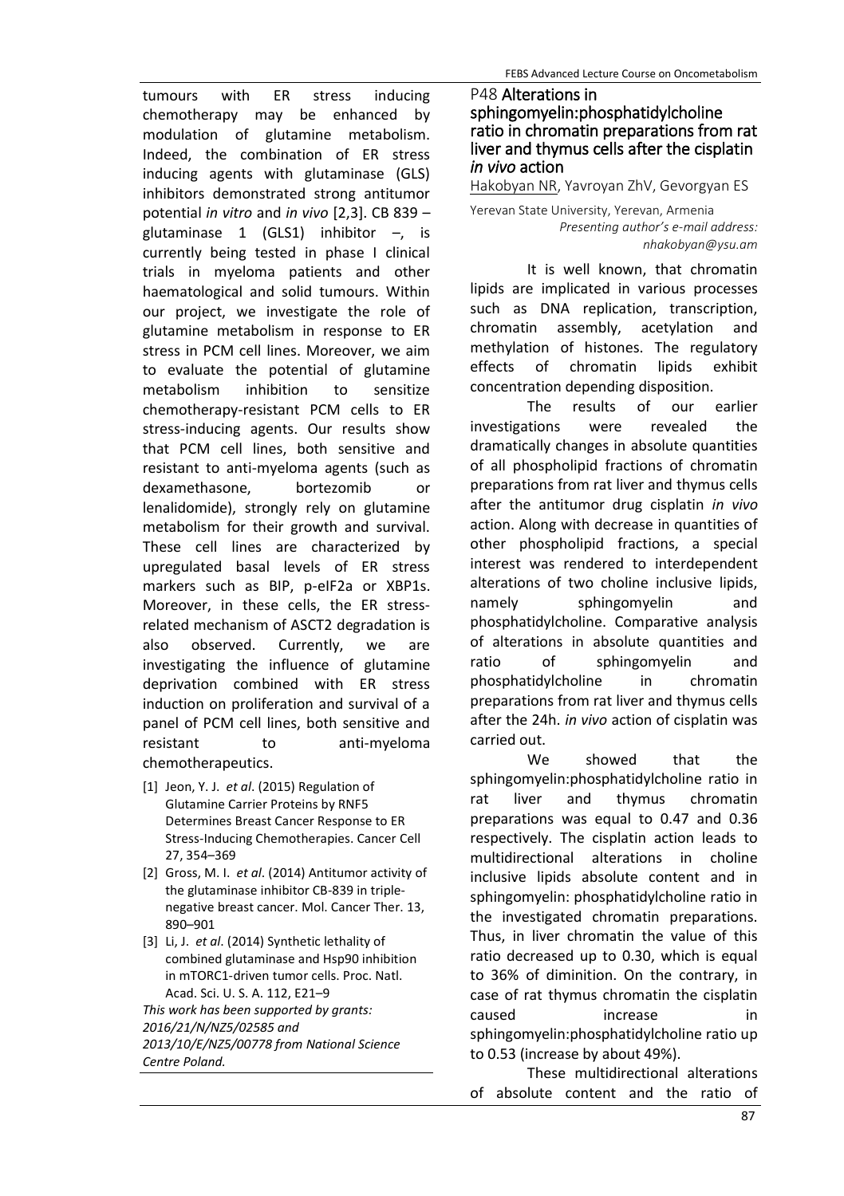tumours with ER stress inducing chemotherapy may be enhanced by modulation of glutamine metabolism. Indeed, the combination of ER stress inducing agents with glutaminase (GLS) inhibitors demonstrated strong antitumor potential *in vitro* and *in vivo* [2,3]. CB 839 – glutaminase 1 (GLS1) inhibitor –, is currently being tested in phase I clinical trials in myeloma patients and other haematological and solid tumours. Within our project, we investigate the role of glutamine metabolism in response to ER stress in PCM cell lines. Moreover, we aim to evaluate the potential of glutamine metabolism inhibition to sensitize chemotherapy-resistant PCM cells to ER stress-inducing agents. Our results show that PCM cell lines, both sensitive and resistant to anti-myeloma agents (such as dexamethasone, bortezomib or lenalidomide), strongly rely on glutamine metabolism for their growth and survival. These cell lines are characterized by upregulated basal levels of ER stress markers such as BIP, p-eIF2a or XBP1s. Moreover, in these cells, the ER stress-related mechanism of ASCT2 degradation is also observed. Currently, we are investigating the influence of glutamine deprivation combined with ER stress induction on proliferation and survival of a panel of PCM cell lines, both sensitive and resistant to anti-myeloma chemotherapeutics.

[1] Jeon, Y. J. *et al*. (2015) Regulation of Glutamine Carrier Proteins by RNF5 Determines Breast Cancer Response to ER Stress-Inducing Chemotherapies. Cancer Cell 27, 354–369

[2] Gross, M. I. *et al*. (2014) Antitumor activity of the glutaminase inhibitor CB-839 in triple-negative breast cancer. Mol. Cancer Ther. 13, 890–901

[3] Li, J. *et al*. (2014) Synthetic lethality of combined glutaminase and Hsp90 inhibition in mTORC1-driven tumor cells. Proc. Natl. Acad. Sci. U. S. A. 112, E21–9

*This work has been supported by grants: 2016/21/N/NZ5/02585 and 2013/10/E/NZ5/00778 from National Science Centre Poland.*

## P48 Alterations in sphingomyelin:phosphatidylcholine ratio in chromatin preparations from rat liver and thymus cells after the cisplatin *in vivo* action

Hakobyan NR, Yavroyan ZhV, Gevorgyan ES

Yerevan State University, Yerevan, Armenia

*Presenting author's e-mail address: nhakobyan@ysu.am*

It is well known, that chromatin lipids are implicated in various processes such as DNA replication, transcription, chromatin assembly, acetylation and methylation of histones. The regulatory effects of chromatin lipids exhibit concentration depending disposition.

The results of our earlier investigations were revealed the dramatically changes in absolute quantities of all phospholipid fractions of chromatin preparations from rat liver and thymus cells after the antitumor drug cisplatin *in vivo* action. Along with decrease in quantities of other phospholipid fractions, a special interest was rendered to interdependent alterations of two choline inclusive lipids, namely sphingomyelin and phosphatidylcholine. Comparative analysis of alterations in absolute quantities and ratio of sphingomyelin and phosphatidylcholine in chromatin preparations from rat liver and thymus cells after the 24h. *in vivo* action of cisplatin was carried out.

We showed that the sphingomyelin:phosphatidylcholine ratio in rat liver and thymus chromatin preparations was equal to 0.47 and 0.36 respectively. The cisplatin action leads to multidirectional alterations in choline inclusive lipids absolute content and in sphingomyelin: phosphatidylcholine ratio in the investigated chromatin preparations. Thus, in liver chromatin the value of this ratio decreased up to 0.30, which is equal to 36% of diminition. On the contrary, in case of rat thymus chromatin the cisplatin caused increase in sphingomyelin:phosphatidylcholine ratio up to 0.53 (increase by about 49%).

These multidirectional alterations of absolute content and the ratio of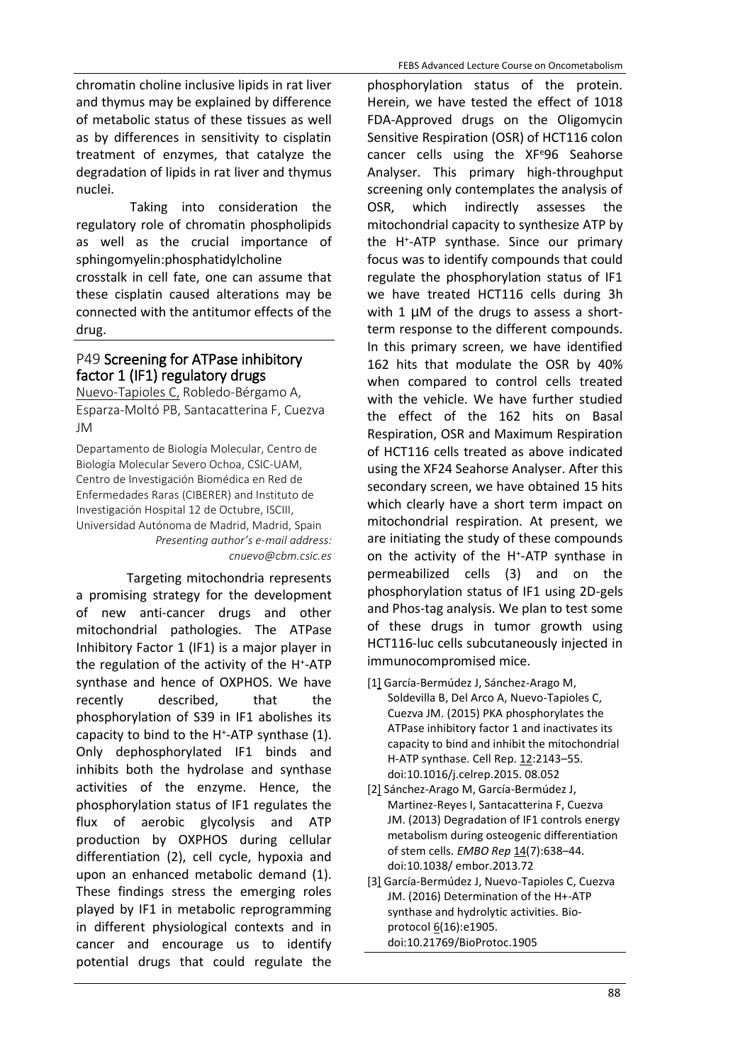chromatin choline inclusive lipids in rat liver and thymus may be explained by difference of metabolic status of these tissues as well as by differences in sensitivity to cisplatin treatment of enzymes, that catalyze the degradation of lipids in rat liver and thymus nuclei.

Taking into consideration the regulatory role of chromatin phospholipids as well as the crucial importance of sphingomyelin:phosphatidylcholine crosstalk in cell fate, one can assume that these cisplatin caused alterations may be connected with the antitumor effects of the drug.

## P49 Screening for ATPase inhibitory factor 1 (IF1) regulatory drugs

Nuevo-Tapioles C, Robledo-Bérgamo A, Esparza-Moltó PB, Santacatterina F, Cuezva JM

Departamento de Biología Molecular, Centro de Biología Molecular Severo Ochoa, CSIC-UAM, Centro de Investigación Biomédica en Red de Enfermedades Raras (CIBERER) and Instituto de Investigación Hospital 12 de Octubre, ISCIII, Universidad Autónoma de Madrid, Madrid, Spain

*Presenting author's e-mail address: cnuevo@cbm.csic.es*

Targeting mitochondria represents a promising strategy for the development of new anti-cancer drugs and other mitochondrial pathologies. The ATPase Inhibitory Factor 1 (IF1) is a major player in the regulation of the activity of the $H^+$-ATP synthase and hence of OXPHOS. We have recently described, that the phosphorylation of S39 in IF1 abolishes its capacity to bind to the $H^+$-ATP synthase (1). Only dephosphorylated IF1 binds and inhibits both the hydrolase and synthase activities of the enzyme. Hence, the phosphorylation status of IF1 regulates the flux of aerobic glycolysis and ATP production by OXPHOS during cellular differentiation (2), cell cycle, hypoxia and upon an enhanced metabolic demand (1). These findings stress the emerging roles played by IF1 in metabolic reprogramming in different physiological contexts and in cancer and encourage us to identify potential drugs that could regulate the phosphorylation status of the protein. Herein, we have tested the effect of 1018 FDA-Approved drugs on the Oligomycin Sensitive Respiration (OSR) of HCT116 colon cancer cells using the XF$^e$96 Seahorse Analyser. This primary high-throughput screening only contemplates the analysis of OSR, which indirectly assesses the mitochondrial capacity to synthesize ATP by the $H^+$-ATP synthase. Since our primary focus was to identify compounds that could regulate the phosphorylation status of IF1 we have treated HCT116 cells during 3h with 1 μM of the drugs to assess a short-term response to the different compounds. In this primary screen, we have identified 162 hits that modulate the OSR by 40% when compared to control cells treated with the vehicle. We have further studied the effect of the 162 hits on Basal Respiration, OSR and Maximum Respiration of HCT116 cells treated as above indicated using the XF24 Seahorse Analyser. After this secondary screen, we have obtained 15 hits which clearly have a short term impact on mitochondrial respiration. At present, we are initiating the study of these compounds on the activity of the $H^+$-ATP synthase in permeabilized cells (3) and on the phosphorylation status of IF1 using 2D-gels and Phos-tag analysis. We plan to test some of these drugs in tumor growth using HCT116-luc cells subcutaneously injected in immunocompromised mice.

[1] García-Bermúdez J, Sánchez-Arago M, Soldevilla B, Del Arco A, Nuevo-Tapioles C, Cuezva JM. (2015) PKA phosphorylates the ATPase inhibitory factor 1 and inactivates its capacity to bind and inhibit the mitochondrial H-ATP synthase. Cell Rep. 12:2143–55. doi:10.1016/j.celrep.2015. 08.052

[2] Sánchez-Arago M, García-Bermúdez J, Martinez-Reyes I, Santacatterina F, Cuezva JM. (2013) Degradation of IF1 controls energy metabolism during osteogenic differentiation of stem cells. *EMBO Rep* 14(7):638–44. doi:10.1038/ embor.2013.72

[3] García-Bermúdez J, Nuevo-Tapioles C, Cuezva JM. (2016) Determination of the H+-ATP synthase and hydrolytic activities. Bio-protocol 6(16):e1905. doi:10.21769/BioProtoc.1905